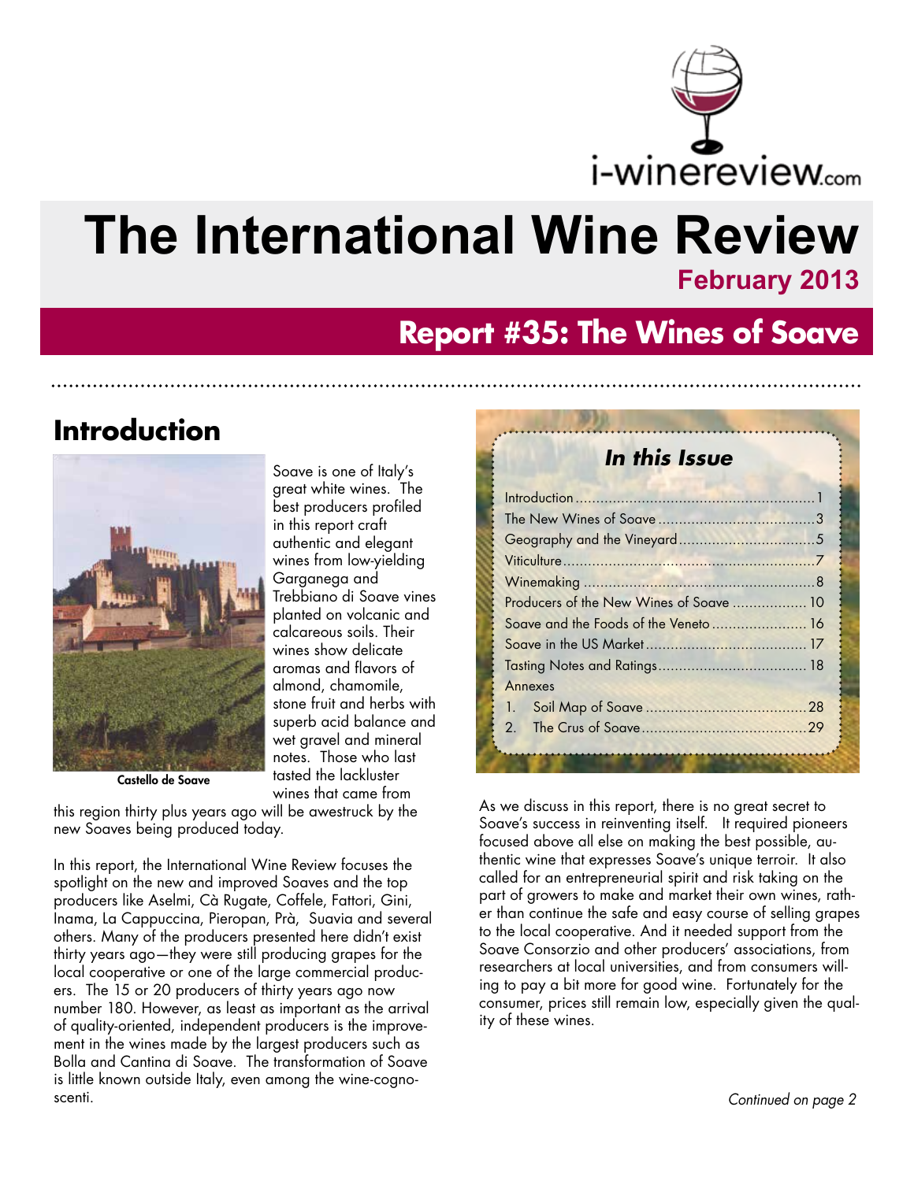i-winereview.com

# The International Wine Review

**February 2013**

## Report #35: The Wines of Soave

## Introduction

Castello de Soave

Soave is one of Italy's great white wines. The best producers profiled in this report craft authentic and elegant wines from low-yielding Garganega and Trebbiano di Soave vines planted on volcanic and calcareous soils. Their wines show delicate aromas and flavors of almond, chamomile, stone fruit and herbs with superb acid balance and wet gravel and mineral notes. Those who last tasted the lackluster wines that came from this region thirty plus years ago will be awestruck by the new Soaves being produced today.

In this report, the International Wine Review focuses the spotlight on the new and improved Soaves and the top producers like Aselmi, Cà Rugate, Coffele, Fattori, Gini, Inama, La Cappuccina, Pieropan, Prà, Suavia and several others. Many of the producers presented here didn't exist thirty years ago—they were still producing grapes for the local cooperative or one of the large commercial producers. The 15 or 20 producers of thirty years ago now number 180. However, as least as important as the arrival of quality-oriented, independent producers is the improvement in the wines made by the largest producers such as Bolla and Cantina di Soave. The transformation of Soave is little known outside Italy, even among the wine-cognoscenti.

### *In this Issue*

| | |
|---|---|
| Introduction | 1 |
| The New Wines of Soave | 3 |
| Geography and the Vineyard | 5 |
| Viticulture | 7 |
| Winemaking | 8 |
| Producers of the New Wines of Soave | 10 |
| Soave and the Foods of the Veneto | 16 |
| Soave in the US Market | 17 |
| Tasting Notes and Ratings | 18 |
| Annexes | |
| 1. Soil Map of Soave | 28 |
| 2. The Crus of Soave | 29 |

As we discuss in this report, there is no great secret to Soave's success in reinventing itself. It required pioneers focused above all else on making the best possible, authentic wine that expresses Soave's unique terroir. It also called for an entrepreneurial spirit and risk taking on the part of growers to make and market their own wines, rather than continue the safe and easy course of selling grapes to the local cooperative. And it needed support from the Soave Consorzio and other producers' associations, from researchers at local universities, and from consumers willing to pay a bit more for good wine. Fortunately for the consumer, prices still remain low, especially given the quality of these wines.

*Continued on page 2*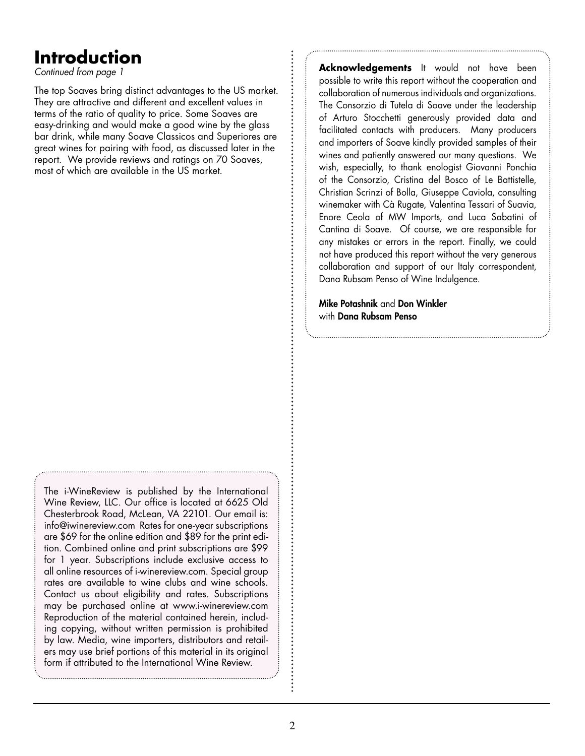# Introduction

*Continued from page 1*

The top Soaves bring distinct advantages to the US market. They are attractive and different and excellent values in terms of the ratio of quality to price. Some Soaves are easy-drinking and would make a good wine by the glass bar drink, while many Soave Classicos and Superiores are great wines for pairing with food, as discussed later in the report. We provide reviews and ratings on 70 Soaves, most of which are available in the US market.

**Acknowledgements** It would not have been possible to write this report without the cooperation and collaboration of numerous individuals and organizations. The Consorzio di Tutela di Soave under the leadership of Arturo Stocchetti generously provided data and facilitated contacts with producers. Many producers and importers of Soave kindly provided samples of their wines and patiently answered our many questions. We wish, especially, to thank enologist Giovanni Ponchia of the Consorzio, Cristina del Bosco of Le Battistelle, Christian Scrinzi of Bolla, Giuseppe Caviola, consulting winemaker with Cà Rugate, Valentina Tessari of Suavia, Enore Ceola of MW Imports, and Luca Sabatini of Cantina di Soave. Of course, we are responsible for any mistakes or errors in the report. Finally, we could not have produced this report without the very generous collaboration and support of our Italy correspondent, Dana Rubsam Penso of Wine Indulgence.

**Mike Potashnik** and **Don Winkler**
with **Dana Rubsam Penso**

The i-WineReview is published by the International Wine Review, LLC. Our office is located at 6625 Old Chesterbrook Road, McLean, VA 22101. Our email is: info@iwinereview.com Rates for one-year subscriptions are $69 for the online edition and $89 for the print edition. Combined online and print subscriptions are $99 for 1 year. Subscriptions include exclusive access to all online resources of i-winereview.com. Special group rates are available to wine clubs and wine schools. Contact us about eligibility and rates. Subscriptions may be purchased online at www.i-winereview.com Reproduction of the material contained herein, including copying, without written permission is prohibited by law. Media, wine importers, distributors and retailers may use brief portions of this material in its original form if attributed to the International Wine Review.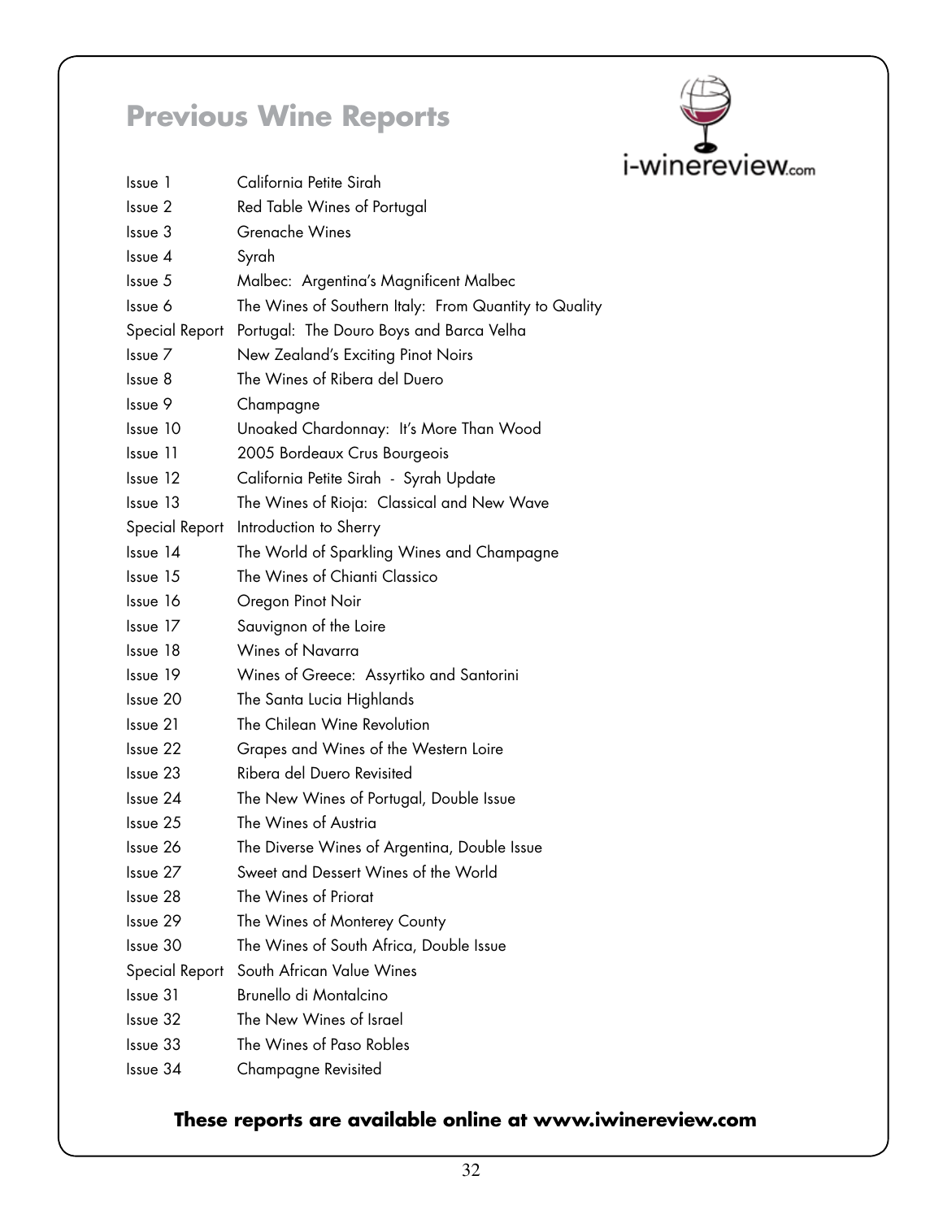## Previous Wine Reports

i-winereview.com

| | |
|---|---|
| Issue 1 | California Petite Sirah |
| Issue 2 | Red Table Wines of Portugal |
| Issue 3 | Grenache Wines |
| Issue 4 | Syrah |
| Issue 5 | Malbec: Argentina's Magnificent Malbec |
| Issue 6 | The Wines of Southern Italy: From Quantity to Quality |
| Special Report | Portugal: The Douro Boys and Barca Velha |
| Issue 7 | New Zealand's Exciting Pinot Noirs |
| Issue 8 | The Wines of Ribera del Duero |
| Issue 9 | Champagne |
| Issue 10 | Unoaked Chardonnay: It's More Than Wood |
| Issue 11 | 2005 Bordeaux Crus Bourgeois |
| Issue 12 | California Petite Sirah - Syrah Update |
| Issue 13 | The Wines of Rioja: Classical and New Wave |
| Special Report | Introduction to Sherry |
| Issue 14 | The World of Sparkling Wines and Champagne |
| Issue 15 | The Wines of Chianti Classico |
| Issue 16 | Oregon Pinot Noir |
| Issue 17 | Sauvignon of the Loire |
| Issue 18 | Wines of Navarra |
| Issue 19 | Wines of Greece: Assyrtiko and Santorini |
| Issue 20 | The Santa Lucia Highlands |
| Issue 21 | The Chilean Wine Revolution |
| Issue 22 | Grapes and Wines of the Western Loire |
| Issue 23 | Ribera del Duero Revisited |
| Issue 24 | The New Wines of Portugal, Double Issue |
| Issue 25 | The Wines of Austria |
| Issue 26 | The Diverse Wines of Argentina, Double Issue |
| Issue 27 | Sweet and Dessert Wines of the World |
| Issue 28 | The Wines of Priorat |
| Issue 29 | The Wines of Monterey County |
| Issue 30 | The Wines of South Africa, Double Issue |
| Special Report | South African Value Wines |
| Issue 31 | Brunello di Montalcino |
| Issue 32 | The New Wines of Israel |
| Issue 33 | The Wines of Paso Robles |
| Issue 34 | Champagne Revisited |

**These reports are available online at www.iwinereview.com**